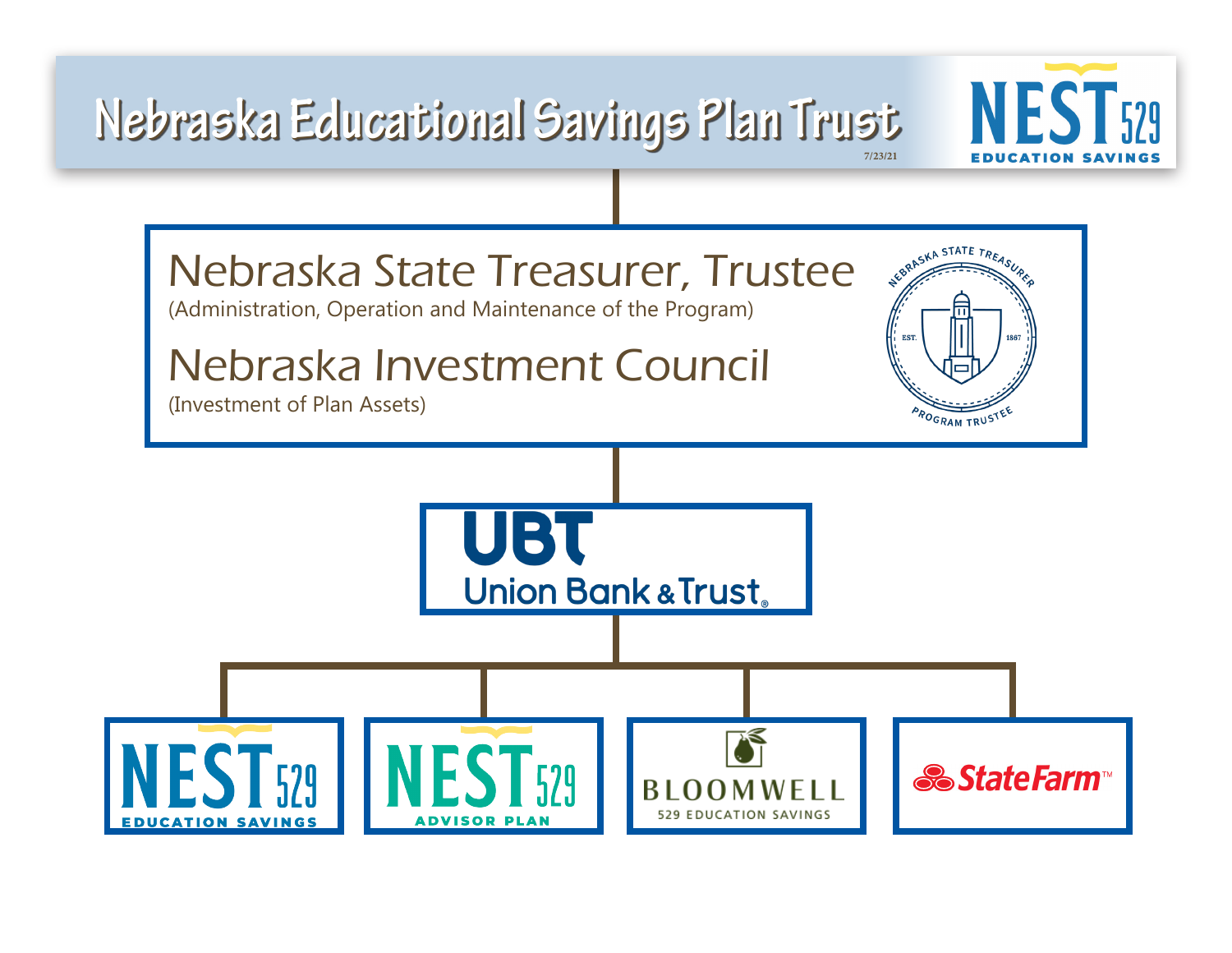# Nebraska Educational Savings Plan Trust

7/23/21

NEST 529 EDUCATION SAVINGS

## Nebraska State Treasurer, Trustee

(Administration, Operation and Maintenance of the Program)

## Nebraska Investment Council

(Investment of Plan Assets)

NEBRASKA STATE TREASURER · EST. 1867 · PROGRAM TRUSTEE

## UBT Union Bank & Trust

- NEST 529 EDUCATION SAVINGS
- NEST 529 ADVISOR PLAN
- BLOOMWELL 529 EDUCATION SAVINGS
- State Farm™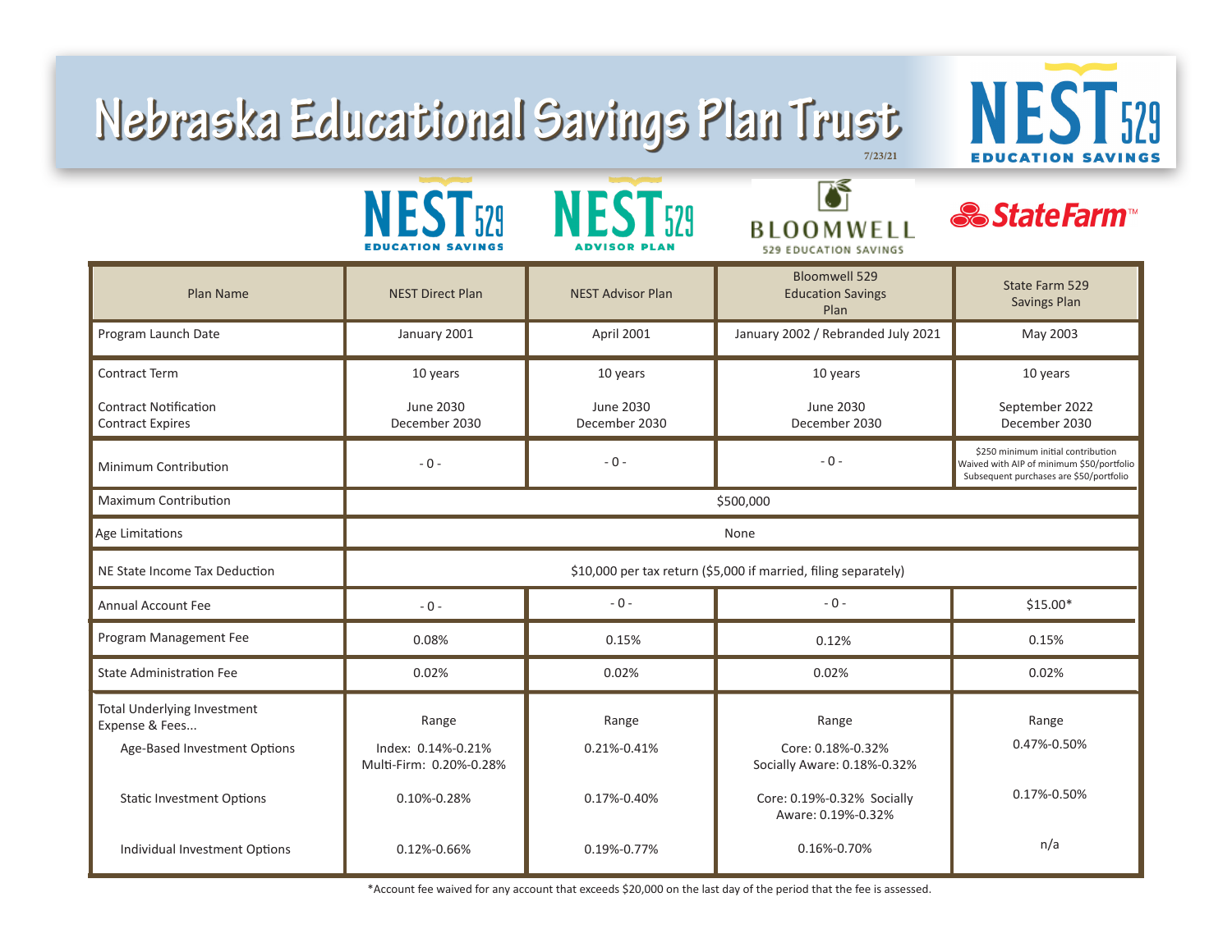# Nebraska Educational Savings Plan Trust

7/23/21

| Plan Name | NEST Direct Plan | NEST Advisor Plan | Bloomwell 529 Education Savings Plan | State Farm 529 Savings Plan |
|---|---|---|---|---|
| Program Launch Date | January 2001 | April 2001 | January 2002 / Rebranded July 2021 | May 2003 |
| Contract Term | 10 years | 10 years | 10 years | 10 years |
| Contract Notification<br>Contract Expires | June 2030<br>December 2030 | June 2030<br>December 2030 | June 2030<br>December 2030 | September 2022<br>December 2030 |
| Minimum Contribution | - 0 - | - 0 - | - 0 - | $250 minimum initial contribution<br>Waived with AIP of minimum $50/portfolio<br>Subsequent purchases are $50/portfolio |
| Maximum Contribution | $500,000 | | | |
| Age Limitations | None | | | |
| NE State Income Tax Deduction | $10,000 per tax return ($5,000 if married, filing separately) | | | |
| Annual Account Fee | - 0 - | - 0 - | - 0 - | $15.00* |
| Program Management Fee | 0.08% | 0.15% | 0.12% | 0.15% |
| State Administration Fee | 0.02% | 0.02% | 0.02% | 0.02% |
| Total Underlying Investment Expense & Fees... | Range | Range | Range | Range |
| Age-Based Investment Options | Index: 0.14%-0.21%<br>Multi-Firm: 0.20%-0.28% | 0.21%-0.41% | Core: 0.18%-0.32%<br>Socially Aware: 0.18%-0.32% | 0.47%-0.50% |
| Static Investment Options | 0.10%-0.28% | 0.17%-0.40% | Core: 0.19%-0.32% Socially Aware: 0.19%-0.32% | 0.17%-0.50% |
| Individual Investment Options | 0.12%-0.66% | 0.19%-0.77% | 0.16%-0.70% | n/a |

*Account fee waived for any account that exceeds $20,000 on the last day of the period that the fee is assessed.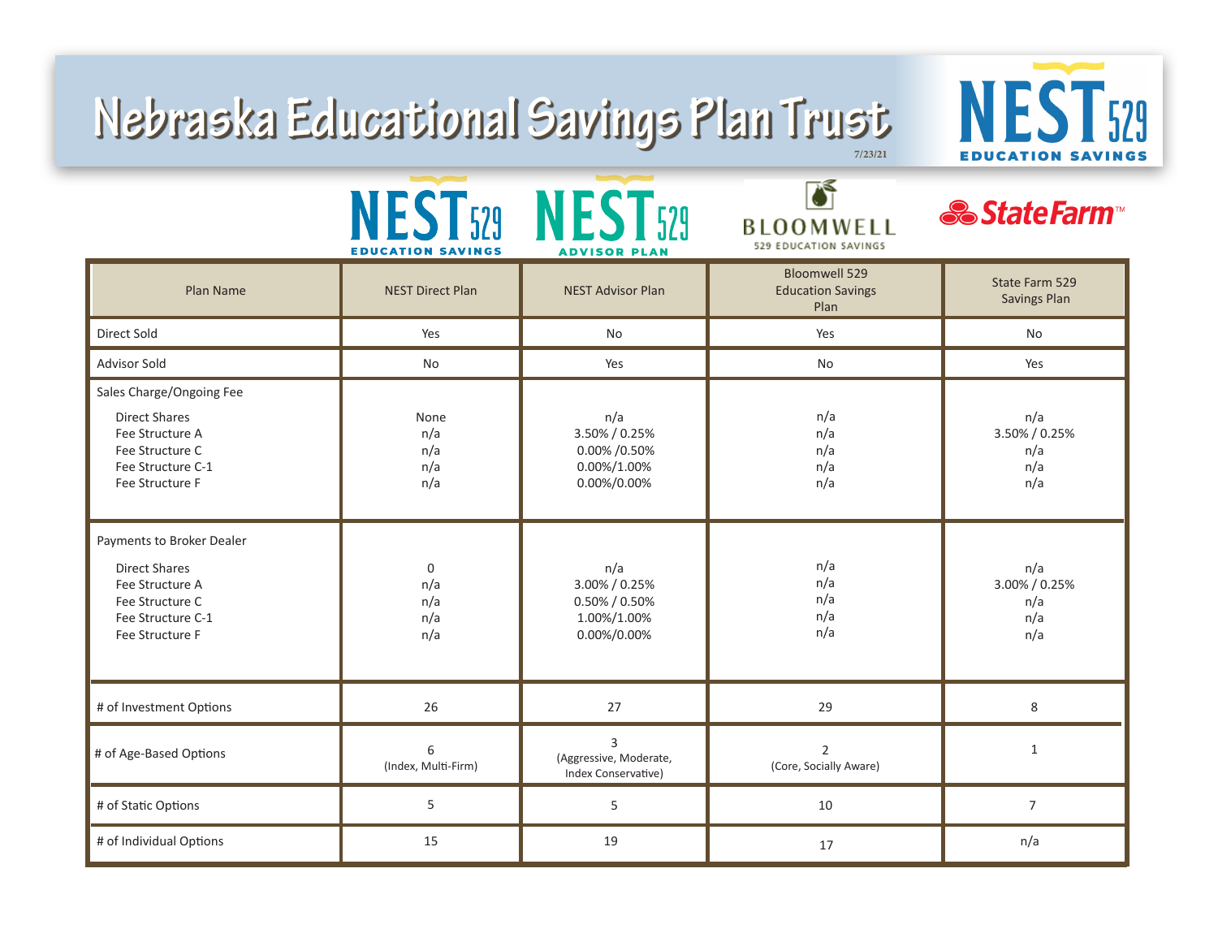# Nebraska Educational Savings Plan Trust

7/23/21

| Plan Name | NEST Direct Plan | NEST Advisor Plan | Bloomwell 529 Education Savings Plan | State Farm 529 Savings Plan |
|---|---|---|---|---|
| Direct Sold | Yes | No | Yes | No |
| Advisor Sold | No | Yes | No | Yes |
| **Sales Charge/Ongoing Fee** | | | | |
| Direct Shares | None | n/a | n/a | n/a |
| Fee Structure A | n/a | 3.50% / 0.25% | n/a | 3.50% / 0.25% |
| Fee Structure C | n/a | 0.00% /0.50% | n/a | n/a |
| Fee Structure C-1 | n/a | 0.00%/1.00% | n/a | n/a |
| Fee Structure F | n/a | 0.00%/0.00% | n/a | n/a |
| **Payments to Broker Dealer** | | | | |
| Direct Shares | 0 | n/a | n/a | n/a |
| Fee Structure A | n/a | 3.00% / 0.25% | n/a | 3.00% / 0.25% |
| Fee Structure C | n/a | 0.50% / 0.50% | n/a | n/a |
| Fee Structure C-1 | n/a | 1.00%/1.00% | n/a | n/a |
| Fee Structure F | n/a | 0.00%/0.00% | n/a | n/a |
| # of Investment Options | 26 | 27 | 29 | 8 |
| # of Age-Based Options | 6 (Index, Multi-Firm) | 3 (Aggressive, Moderate, Index Conservative) | 2 (Core, Socially Aware) | 1 |
| # of Static Options | 5 | 5 | 10 | 7 |
| # of Individual Options | 15 | 19 | 17 | n/a |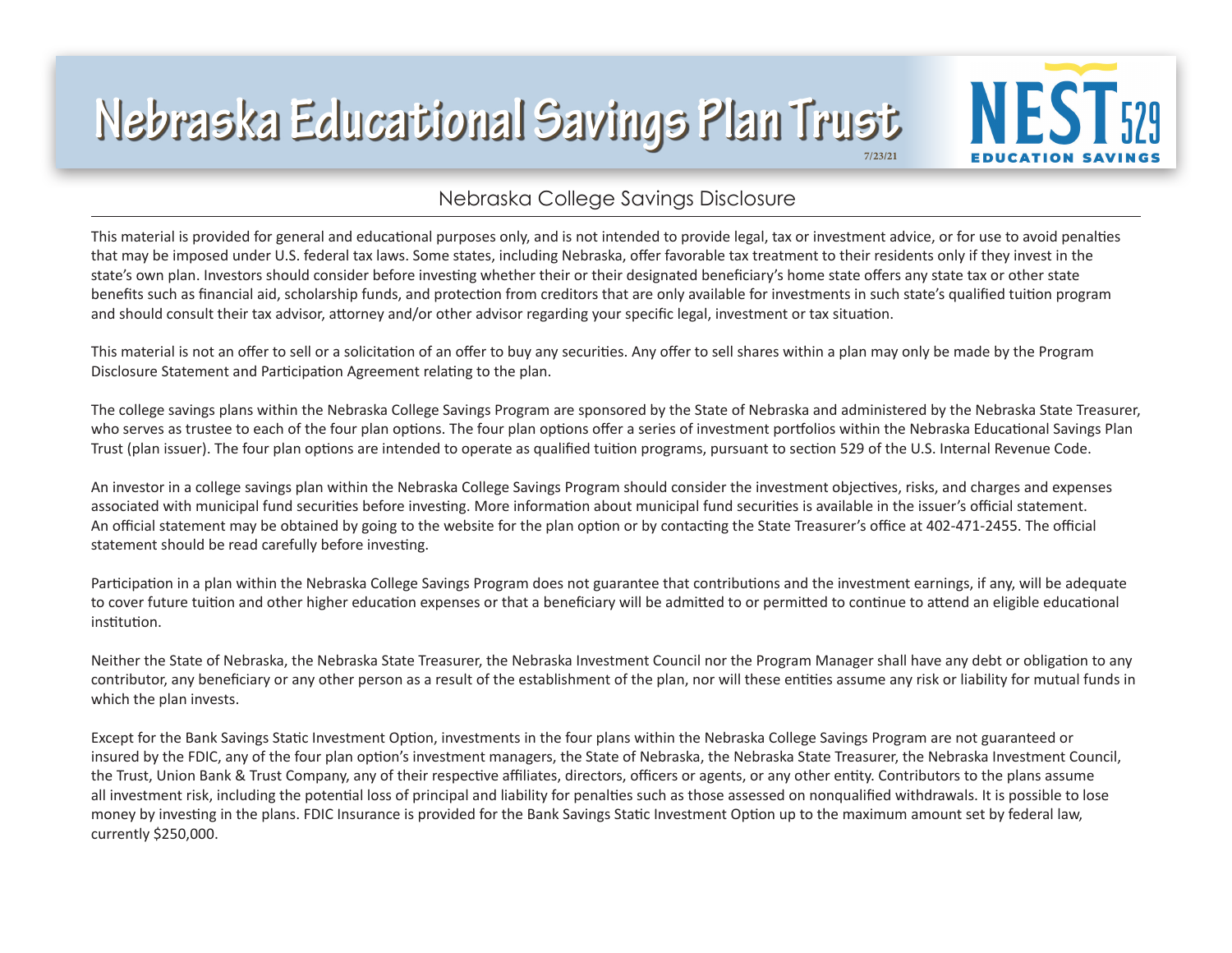# Nebraska Educational Savings Plan Trust

7/23/21

NEST 529 EDUCATION SAVINGS

## Nebraska College Savings Disclosure

This material is provided for general and educational purposes only, and is not intended to provide legal, tax or investment advice, or for use to avoid penalties that may be imposed under U.S. federal tax laws. Some states, including Nebraska, offer favorable tax treatment to their residents only if they invest in the state's own plan. Investors should consider before investing whether their or their designated beneficiary's home state offers any state tax or other state benefits such as financial aid, scholarship funds, and protection from creditors that are only available for investments in such state's qualified tuition program and should consult their tax advisor, attorney and/or other advisor regarding your specific legal, investment or tax situation.

This material is not an offer to sell or a solicitation of an offer to buy any securities. Any offer to sell shares within a plan may only be made by the Program Disclosure Statement and Participation Agreement relating to the plan.

The college savings plans within the Nebraska College Savings Program are sponsored by the State of Nebraska and administered by the Nebraska State Treasurer, who serves as trustee to each of the four plan options. The four plan options offer a series of investment portfolios within the Nebraska Educational Savings Plan Trust (plan issuer). The four plan options are intended to operate as qualified tuition programs, pursuant to section 529 of the U.S. Internal Revenue Code.

An investor in a college savings plan within the Nebraska College Savings Program should consider the investment objectives, risks, and charges and expenses associated with municipal fund securities before investing. More information about municipal fund securities is available in the issuer's official statement. An official statement may be obtained by going to the website for the plan option or by contacting the State Treasurer's office at 402-471-2455. The official statement should be read carefully before investing.

Participation in a plan within the Nebraska College Savings Program does not guarantee that contributions and the investment earnings, if any, will be adequate to cover future tuition and other higher education expenses or that a beneficiary will be admitted to or permitted to continue to attend an eligible educational institution.

Neither the State of Nebraska, the Nebraska State Treasurer, the Nebraska Investment Council nor the Program Manager shall have any debt or obligation to any contributor, any beneficiary or any other person as a result of the establishment of the plan, nor will these entities assume any risk or liability for mutual funds in which the plan invests.

Except for the Bank Savings Static Investment Option, investments in the four plans within the Nebraska College Savings Program are not guaranteed or insured by the FDIC, any of the four plan option's investment managers, the State of Nebraska, the Nebraska State Treasurer, the Nebraska Investment Council, the Trust, Union Bank & Trust Company, any of their respective affiliates, directors, officers or agents, or any other entity. Contributors to the plans assume all investment risk, including the potential loss of principal and liability for penalties such as those assessed on nonqualified withdrawals. It is possible to lose money by investing in the plans. FDIC Insurance is provided for the Bank Savings Static Investment Option up to the maximum amount set by federal law, currently $250,000.